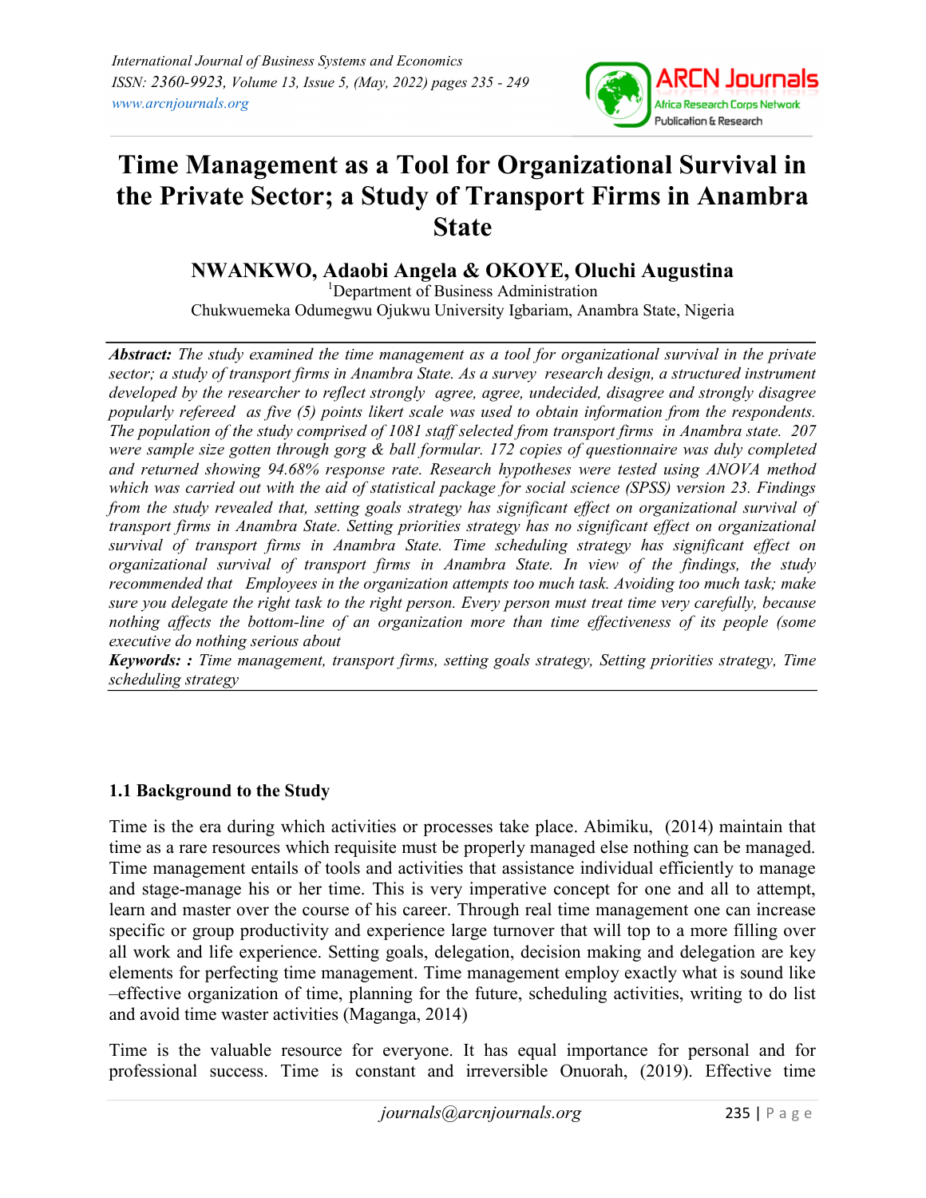# Time Management as a Tool for Organizational Survival in the Private Sector; a Study of Transport Firms in Anambra State

**NWANKWO, Adaobi Angela & OKOYE, Oluchi Augustina**

[1]Department of Business Administration
Chukwuemeka Odumegwu Ojukwu University Igbariam, Anambra State, Nigeria

***Abstract:*** *The study examined the time management as a tool for organizational survival in the private sector; a study of transport firms in Anambra State. As a survey research design, a structured instrument developed by the researcher to reflect strongly agree, agree, undecided, disagree and strongly disagree popularly refereed as five (5) points likert scale was used to obtain information from the respondents. The population of the study comprised of 1081 staff selected from transport firms in Anambra state. 207 were sample size gotten through gorg & ball formular. 172 copies of questionnaire was duly completed and returned showing 94.68% response rate. Research hypotheses were tested using ANOVA method which was carried out with the aid of statistical package for social science (SPSS) version 23. Findings from the study revealed that, setting goals strategy has significant effect on organizational survival of transport firms in Anambra State. Setting priorities strategy has no significant effect on organizational survival of transport firms in Anambra State. Time scheduling strategy has significant effect on organizational survival of transport firms in Anambra State. In view of the findings, the study recommended that Employees in the organization attempts too much task. Avoiding too much task; make sure you delegate the right task to the right person. Every person must treat time very carefully, because nothing affects the bottom-line of an organization more than time effectiveness of its people (some executive do nothing serious about*

***Keywords: :*** *Time management, transport firms, setting goals strategy, Setting priorities strategy, Time scheduling strategy*

### 1.1 Background to the Study

Time is the era during which activities or processes take place. Abimiku, (2014) maintain that time as a rare resources which requisite must be properly managed else nothing can be managed. Time management entails of tools and activities that assistance individual efficiently to manage and stage-manage his or her time. This is very imperative concept for one and all to attempt, learn and master over the course of his career. Through real time management one can increase specific or group productivity and experience large turnover that will top to a more filling over all work and life experience. Setting goals, delegation, decision making and delegation are key elements for perfecting time management. Time management employ exactly what is sound like –effective organization of time, planning for the future, scheduling activities, writing to do list and avoid time waster activities (Maganga, 2014)

Time is the valuable resource for everyone. It has equal importance for personal and for professional success. Time is constant and irreversible Onuorah, (2019). Effective time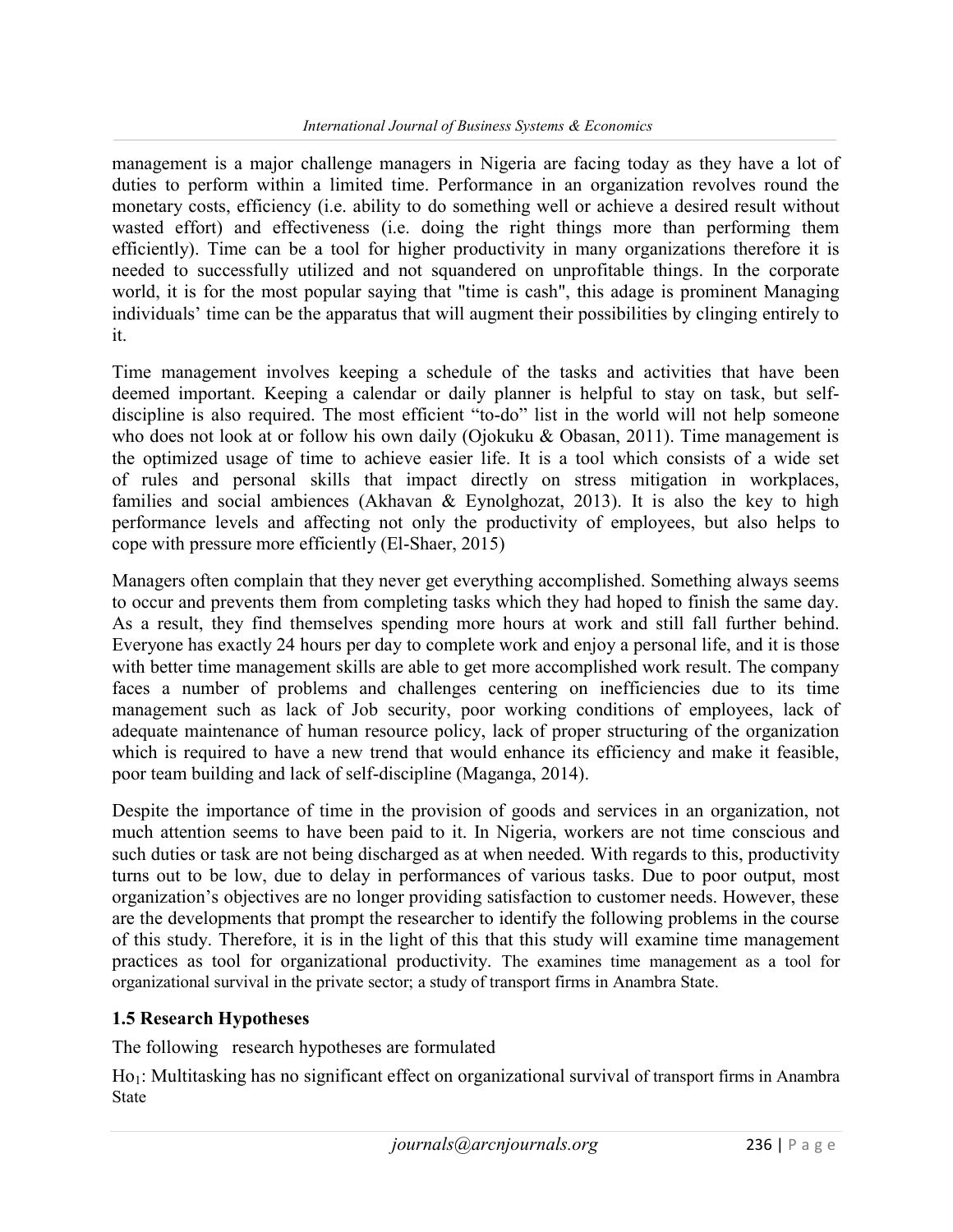management is a major challenge managers in Nigeria are facing today as they have a lot of duties to perform within a limited time. Performance in an organization revolves round the monetary costs, efficiency (i.e. ability to do something well or achieve a desired result without wasted effort) and effectiveness (i.e. doing the right things more than performing them efficiently). Time can be a tool for higher productivity in many organizations therefore it is needed to successfully utilized and not squandered on unprofitable things. In the corporate world, it is for the most popular saying that "time is cash", this adage is prominent Managing individuals' time can be the apparatus that will augment their possibilities by clinging entirely to it.

Time management involves keeping a schedule of the tasks and activities that have been deemed important. Keeping a calendar or daily planner is helpful to stay on task, but self-discipline is also required. The most efficient "to-do" list in the world will not help someone who does not look at or follow his own daily (Ojokuku & Obasan, 2011). Time management is the optimized usage of time to achieve easier life. It is a tool which consists of a wide set of rules and personal skills that impact directly on stress mitigation in workplaces, families and social ambiences (Akhavan & Eynolghozat, 2013). It is also the key to high performance levels and affecting not only the productivity of employees, but also helps to cope with pressure more efficiently (El-Shaer, 2015)

Managers often complain that they never get everything accomplished. Something always seems to occur and prevents them from completing tasks which they had hoped to finish the same day. As a result, they find themselves spending more hours at work and still fall further behind. Everyone has exactly 24 hours per day to complete work and enjoy a personal life, and it is those with better time management skills are able to get more accomplished work result. The company faces a number of problems and challenges centering on inefficiencies due to its time management such as lack of Job security, poor working conditions of employees, lack of adequate maintenance of human resource policy, lack of proper structuring of the organization which is required to have a new trend that would enhance its efficiency and make it feasible, poor team building and lack of self-discipline (Maganga, 2014).

Despite the importance of time in the provision of goods and services in an organization, not much attention seems to have been paid to it. In Nigeria, workers are not time conscious and such duties or task are not being discharged as at when needed. With regards to this, productivity turns out to be low, due to delay in performances of various tasks. Due to poor output, most organization's objectives are no longer providing satisfaction to customer needs. However, these are the developments that prompt the researcher to identify the following problems in the course of this study. Therefore, it is in the light of this that this study will examine time management practices as tool for organizational productivity. The examines time management as a tool for organizational survival in the private sector; a study of transport firms in Anambra State.

### 1.5 Research Hypotheses

The following research hypotheses are formulated

$Ho_1$: Multitasking has no significant effect on organizational survival of transport firms in Anambra State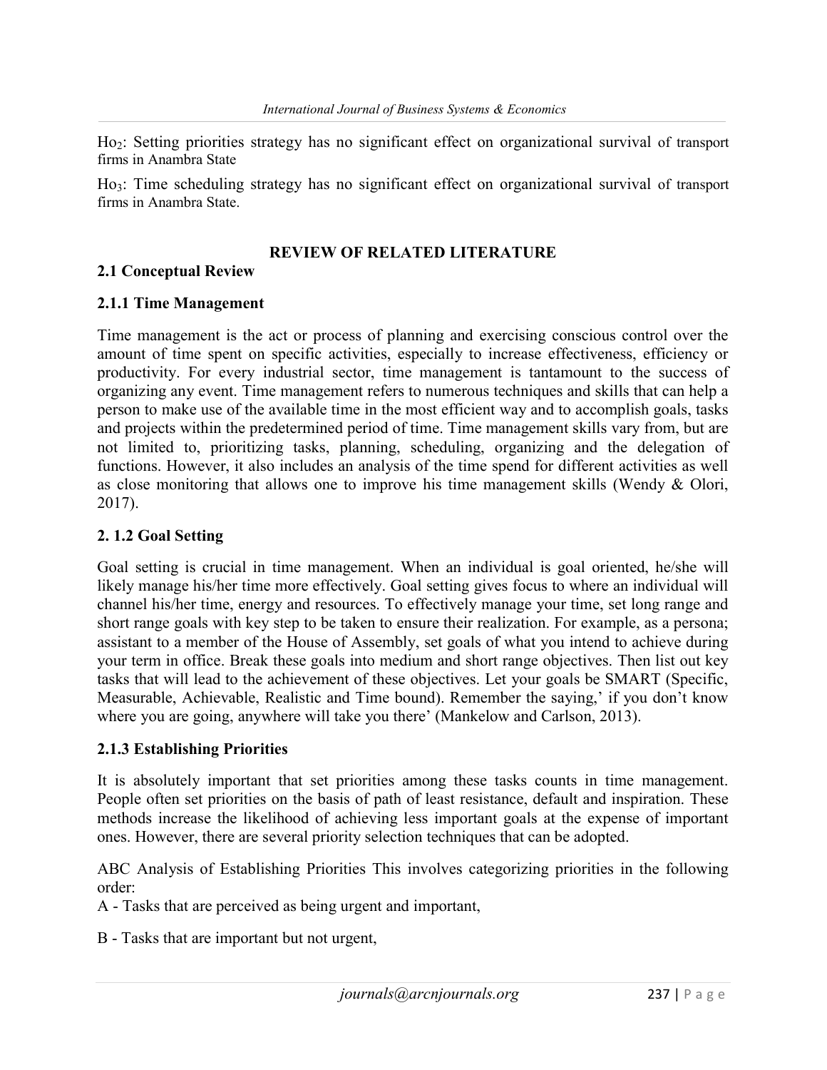$Ho_2$: Setting priorities strategy has no significant effect on organizational survival of transport firms in Anambra State

$Ho_3$: Time scheduling strategy has no significant effect on organizational survival of transport firms in Anambra State.

## REVIEW OF RELATED LITERATURE

### 2.1 Conceptual Review

#### 2.1.1 Time Management

Time management is the act or process of planning and exercising conscious control over the amount of time spent on specific activities, especially to increase effectiveness, efficiency or productivity. For every industrial sector, time management is tantamount to the success of organizing any event. Time management refers to numerous techniques and skills that can help a person to make use of the available time in the most efficient way and to accomplish goals, tasks and projects within the predetermined period of time. Time management skills vary from, but are not limited to, prioritizing tasks, planning, scheduling, organizing and the delegation of functions. However, it also includes an analysis of the time spend for different activities as well as close monitoring that allows one to improve his time management skills (Wendy & Olori, 2017).

#### 2. 1.2 Goal Setting

Goal setting is crucial in time management. When an individual is goal oriented, he/she will likely manage his/her time more effectively. Goal setting gives focus to where an individual will channel his/her time, energy and resources. To effectively manage your time, set long range and short range goals with key step to be taken to ensure their realization. For example, as a persona; assistant to a member of the House of Assembly, set goals of what you intend to achieve during your term in office. Break these goals into medium and short range objectives. Then list out key tasks that will lead to the achievement of these objectives. Let your goals be SMART (Specific, Measurable, Achievable, Realistic and Time bound). Remember the saying,' if you don't know where you are going, anywhere will take you there' (Mankelow and Carlson, 2013).

#### 2.1.3 Establishing Priorities

It is absolutely important that set priorities among these tasks counts in time management. People often set priorities on the basis of path of least resistance, default and inspiration. These methods increase the likelihood of achieving less important goals at the expense of important ones. However, there are several priority selection techniques that can be adopted.

ABC Analysis of Establishing Priorities This involves categorizing priorities in the following order:

A - Tasks that are perceived as being urgent and important,

B - Tasks that are important but not urgent,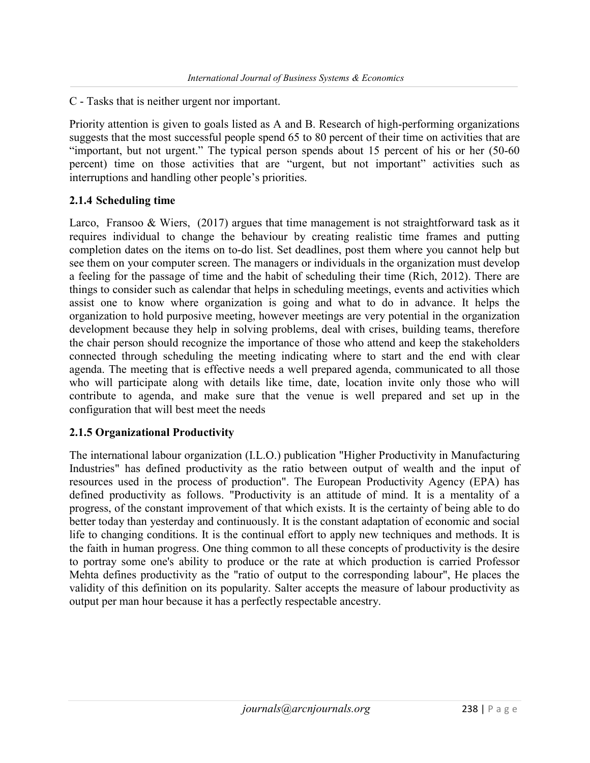C - Tasks that is neither urgent nor important.

Priority attention is given to goals listed as A and B. Research of high-performing organizations suggests that the most successful people spend 65 to 80 percent of their time on activities that are "important, but not urgent." The typical person spends about 15 percent of his or her (50-60 percent) time on those activities that are "urgent, but not important" activities such as interruptions and handling other people's priorities.

### 2.1.4 Scheduling time

Larco, Fransoo & Wiers, (2017) argues that time management is not straightforward task as it requires individual to change the behaviour by creating realistic time frames and putting completion dates on the items on to-do list. Set deadlines, post them where you cannot help but see them on your computer screen. The managers or individuals in the organization must develop a feeling for the passage of time and the habit of scheduling their time (Rich, 2012). There are things to consider such as calendar that helps in scheduling meetings, events and activities which assist one to know where organization is going and what to do in advance. It helps the organization to hold purposive meeting, however meetings are very potential in the organization development because they help in solving problems, deal with crises, building teams, therefore the chair person should recognize the importance of those who attend and keep the stakeholders connected through scheduling the meeting indicating where to start and the end with clear agenda. The meeting that is effective needs a well prepared agenda, communicated to all those who will participate along with details like time, date, location invite only those who will contribute to agenda, and make sure that the venue is well prepared and set up in the configuration that will best meet the needs

### 2.1.5 Organizational Productivity

The international labour organization (I.L.O.) publication "Higher Productivity in Manufacturing Industries" has defined productivity as the ratio between output of wealth and the input of resources used in the process of production". The European Productivity Agency (EPA) has defined productivity as follows. "Productivity is an attitude of mind. It is a mentality of a progress, of the constant improvement of that which exists. It is the certainty of being able to do better today than yesterday and continuously. It is the constant adaptation of economic and social life to changing conditions. It is the continual effort to apply new techniques and methods. It is the faith in human progress. One thing common to all these concepts of productivity is the desire to portray some one's ability to produce or the rate at which production is carried Professor Mehta defines productivity as the "ratio of output to the corresponding labour", He places the validity of this definition on its popularity. Salter accepts the measure of labour productivity as output per man hour because it has a perfectly respectable ancestry.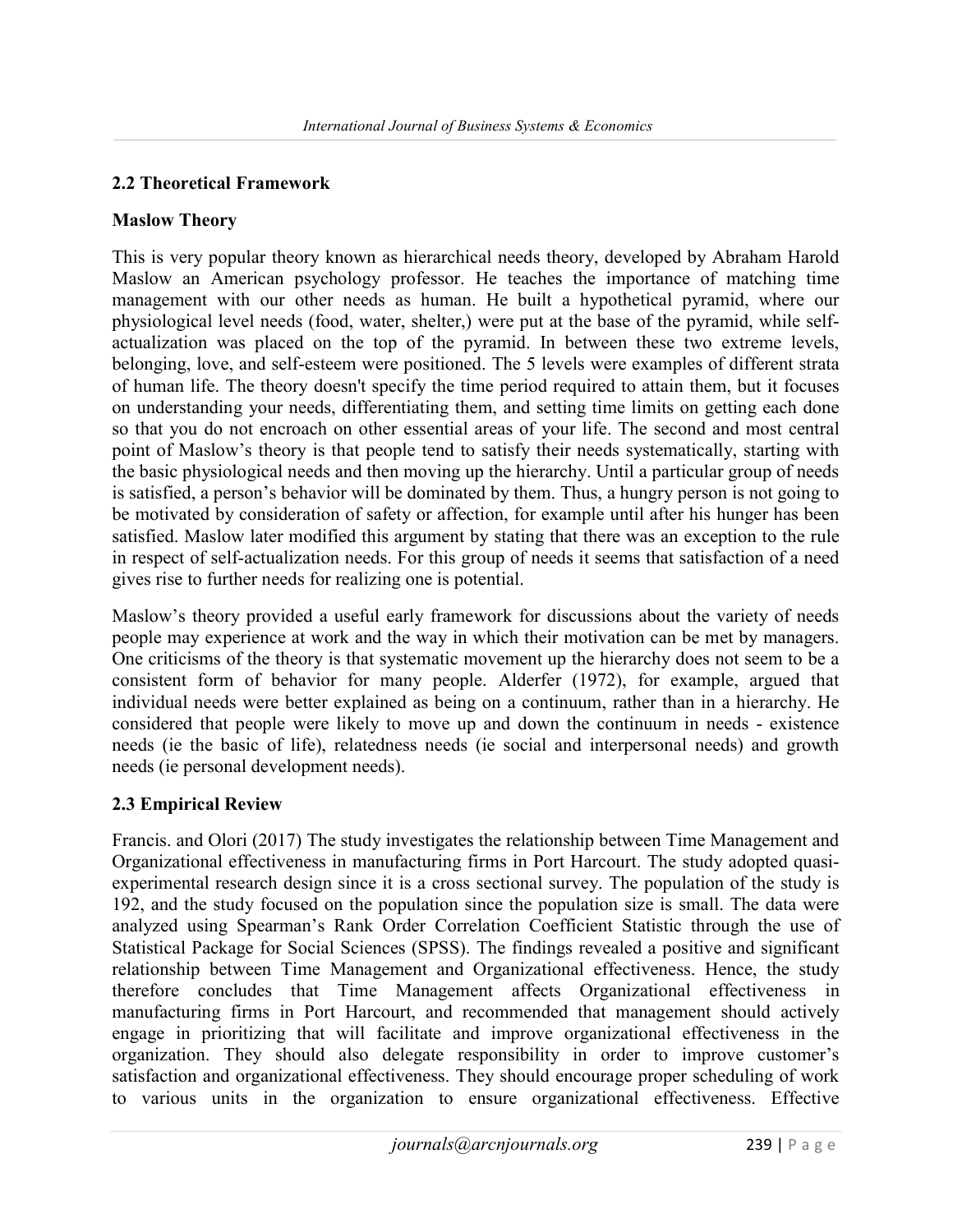## 2.2 Theoretical Framework

### Maslow Theory

This is very popular theory known as hierarchical needs theory, developed by Abraham Harold Maslow an American psychology professor. He teaches the importance of matching time management with our other needs as human. He built a hypothetical pyramid, where our physiological level needs (food, water, shelter,) were put at the base of the pyramid, while self-actualization was placed on the top of the pyramid. In between these two extreme levels, belonging, love, and self-esteem were positioned. The 5 levels were examples of different strata of human life. The theory doesn't specify the time period required to attain them, but it focuses on understanding your needs, differentiating them, and setting time limits on getting each done so that you do not encroach on other essential areas of your life. The second and most central point of Maslow's theory is that people tend to satisfy their needs systematically, starting with the basic physiological needs and then moving up the hierarchy. Until a particular group of needs is satisfied, a person's behavior will be dominated by them. Thus, a hungry person is not going to be motivated by consideration of safety or affection, for example until after his hunger has been satisfied. Maslow later modified this argument by stating that there was an exception to the rule in respect of self-actualization needs. For this group of needs it seems that satisfaction of a need gives rise to further needs for realizing one is potential.

Maslow's theory provided a useful early framework for discussions about the variety of needs people may experience at work and the way in which their motivation can be met by managers. One criticisms of the theory is that systematic movement up the hierarchy does not seem to be a consistent form of behavior for many people. Alderfer (1972), for example, argued that individual needs were better explained as being on a continuum, rather than in a hierarchy. He considered that people were likely to move up and down the continuum in needs - existence needs (ie the basic of life), relatedness needs (ie social and interpersonal needs) and growth needs (ie personal development needs).

## 2.3 Empirical Review

Francis. and Olori (2017) The study investigates the relationship between Time Management and Organizational effectiveness in manufacturing firms in Port Harcourt. The study adopted quasi-experimental research design since it is a cross sectional survey. The population of the study is 192, and the study focused on the population since the population size is small. The data were analyzed using Spearman's Rank Order Correlation Coefficient Statistic through the use of Statistical Package for Social Sciences (SPSS). The findings revealed a positive and significant relationship between Time Management and Organizational effectiveness. Hence, the study therefore concludes that Time Management affects Organizational effectiveness in manufacturing firms in Port Harcourt, and recommended that management should actively engage in prioritizing that will facilitate and improve organizational effectiveness in the organization. They should also delegate responsibility in order to improve customer's satisfaction and organizational effectiveness. They should encourage proper scheduling of work to various units in the organization to ensure organizational effectiveness. Effective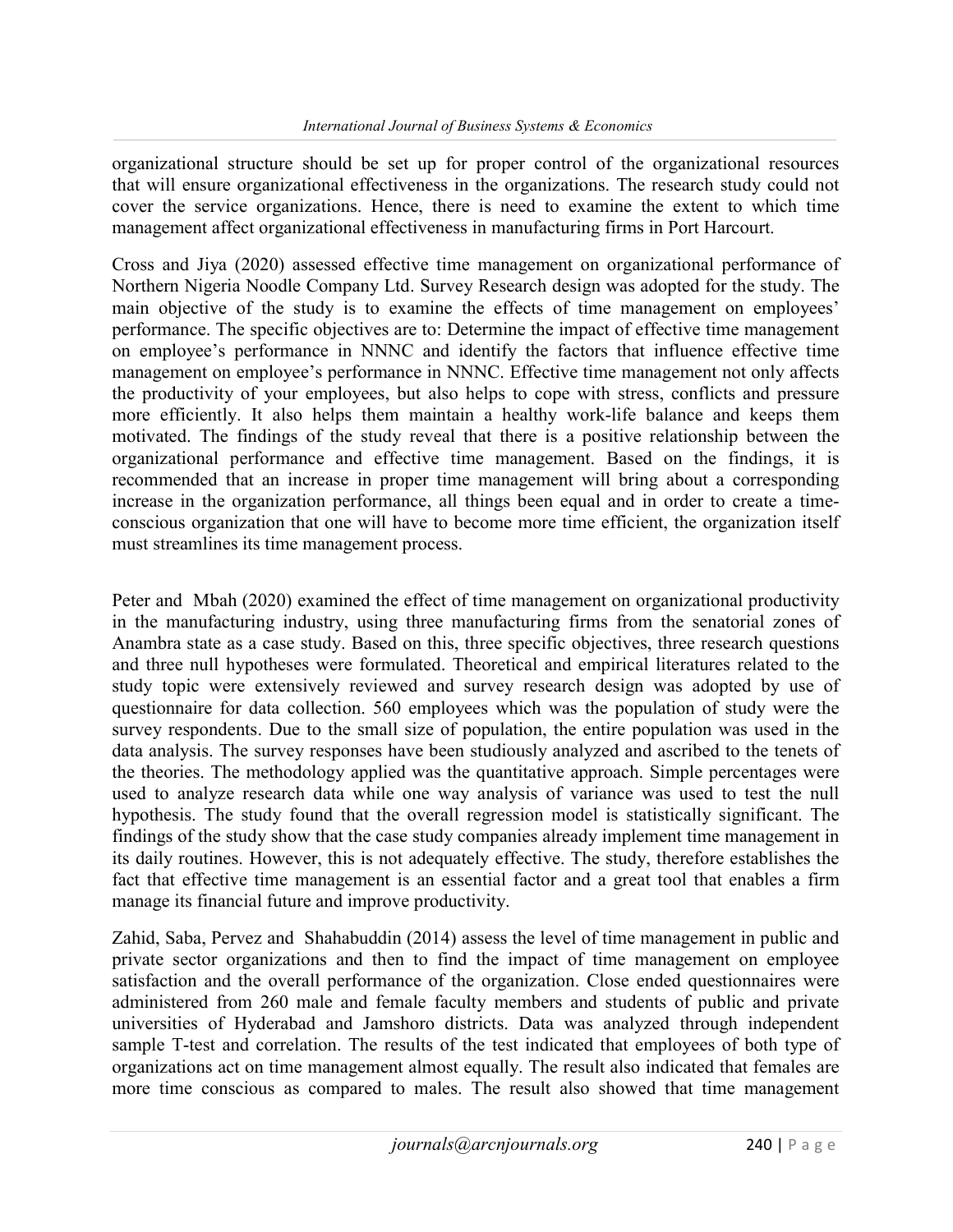organizational structure should be set up for proper control of the organizational resources that will ensure organizational effectiveness in the organizations. The research study could not cover the service organizations. Hence, there is need to examine the extent to which time management affect organizational effectiveness in manufacturing firms in Port Harcourt.

Cross and Jiya (2020) assessed effective time management on organizational performance of Northern Nigeria Noodle Company Ltd. Survey Research design was adopted for the study. The main objective of the study is to examine the effects of time management on employees' performance. The specific objectives are to: Determine the impact of effective time management on employee's performance in NNNC and identify the factors that influence effective time management on employee's performance in NNNC. Effective time management not only affects the productivity of your employees, but also helps to cope with stress, conflicts and pressure more efficiently. It also helps them maintain a healthy work-life balance and keeps them motivated. The findings of the study reveal that there is a positive relationship between the organizational performance and effective time management. Based on the findings, it is recommended that an increase in proper time management will bring about a corresponding increase in the organization performance, all things been equal and in order to create a time-conscious organization that one will have to become more time efficient, the organization itself must streamlines its time management process.

Peter and Mbah (2020) examined the effect of time management on organizational productivity in the manufacturing industry, using three manufacturing firms from the senatorial zones of Anambra state as a case study. Based on this, three specific objectives, three research questions and three null hypotheses were formulated. Theoretical and empirical literatures related to the study topic were extensively reviewed and survey research design was adopted by use of questionnaire for data collection. 560 employees which was the population of study were the survey respondents. Due to the small size of population, the entire population was used in the data analysis. The survey responses have been studiously analyzed and ascribed to the tenets of the theories. The methodology applied was the quantitative approach. Simple percentages were used to analyze research data while one way analysis of variance was used to test the null hypothesis. The study found that the overall regression model is statistically significant. The findings of the study show that the case study companies already implement time management in its daily routines. However, this is not adequately effective. The study, therefore establishes the fact that effective time management is an essential factor and a great tool that enables a firm manage its financial future and improve productivity.

Zahid, Saba, Pervez and Shahabuddin (2014) assess the level of time management in public and private sector organizations and then to find the impact of time management on employee satisfaction and the overall performance of the organization. Close ended questionnaires were administered from 260 male and female faculty members and students of public and private universities of Hyderabad and Jamshoro districts. Data was analyzed through independent sample T-test and correlation. The results of the test indicated that employees of both type of organizations act on time management almost equally. The result also indicated that females are more time conscious as compared to males. The result also showed that time management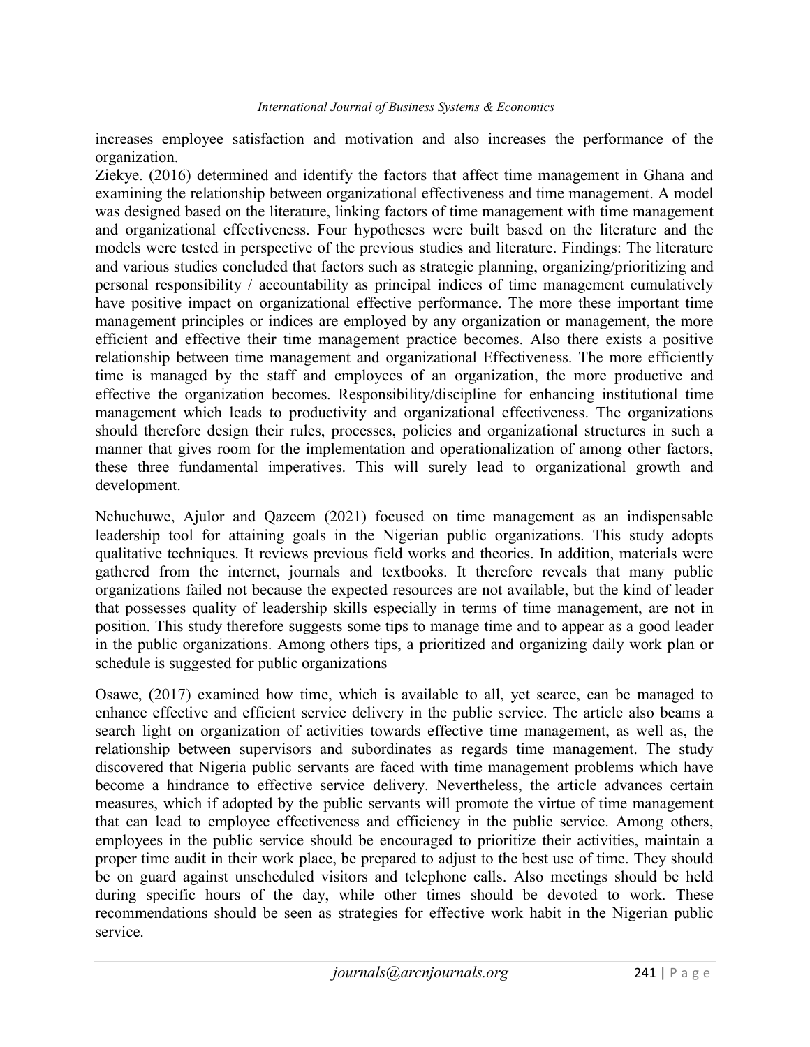increases employee satisfaction and motivation and also increases the performance of the organization.

Ziekye. (2016) determined and identify the factors that affect time management in Ghana and examining the relationship between organizational effectiveness and time management. A model was designed based on the literature, linking factors of time management with time management and organizational effectiveness. Four hypotheses were built based on the literature and the models were tested in perspective of the previous studies and literature. Findings: The literature and various studies concluded that factors such as strategic planning, organizing/prioritizing and personal responsibility / accountability as principal indices of time management cumulatively have positive impact on organizational effective performance. The more these important time management principles or indices are employed by any organization or management, the more efficient and effective their time management practice becomes. Also there exists a positive relationship between time management and organizational Effectiveness. The more efficiently time is managed by the staff and employees of an organization, the more productive and effective the organization becomes. Responsibility/discipline for enhancing institutional time management which leads to productivity and organizational effectiveness. The organizations should therefore design their rules, processes, policies and organizational structures in such a manner that gives room for the implementation and operationalization of among other factors, these three fundamental imperatives. This will surely lead to organizational growth and development.

Nchuchuwe, Ajulor and Qazeem (2021) focused on time management as an indispensable leadership tool for attaining goals in the Nigerian public organizations. This study adopts qualitative techniques. It reviews previous field works and theories. In addition, materials were gathered from the internet, journals and textbooks. It therefore reveals that many public organizations failed not because the expected resources are not available, but the kind of leader that possesses quality of leadership skills especially in terms of time management, are not in position. This study therefore suggests some tips to manage time and to appear as a good leader in the public organizations. Among others tips, a prioritized and organizing daily work plan or schedule is suggested for public organizations

Osawe, (2017) examined how time, which is available to all, yet scarce, can be managed to enhance effective and efficient service delivery in the public service. The article also beams a search light on organization of activities towards effective time management, as well as, the relationship between supervisors and subordinates as regards time management. The study discovered that Nigeria public servants are faced with time management problems which have become a hindrance to effective service delivery. Nevertheless, the article advances certain measures, which if adopted by the public servants will promote the virtue of time management that can lead to employee effectiveness and efficiency in the public service. Among others, employees in the public service should be encouraged to prioritize their activities, maintain a proper time audit in their work place, be prepared to adjust to the best use of time. They should be on guard against unscheduled visitors and telephone calls. Also meetings should be held during specific hours of the day, while other times should be devoted to work. These recommendations should be seen as strategies for effective work habit in the Nigerian public service.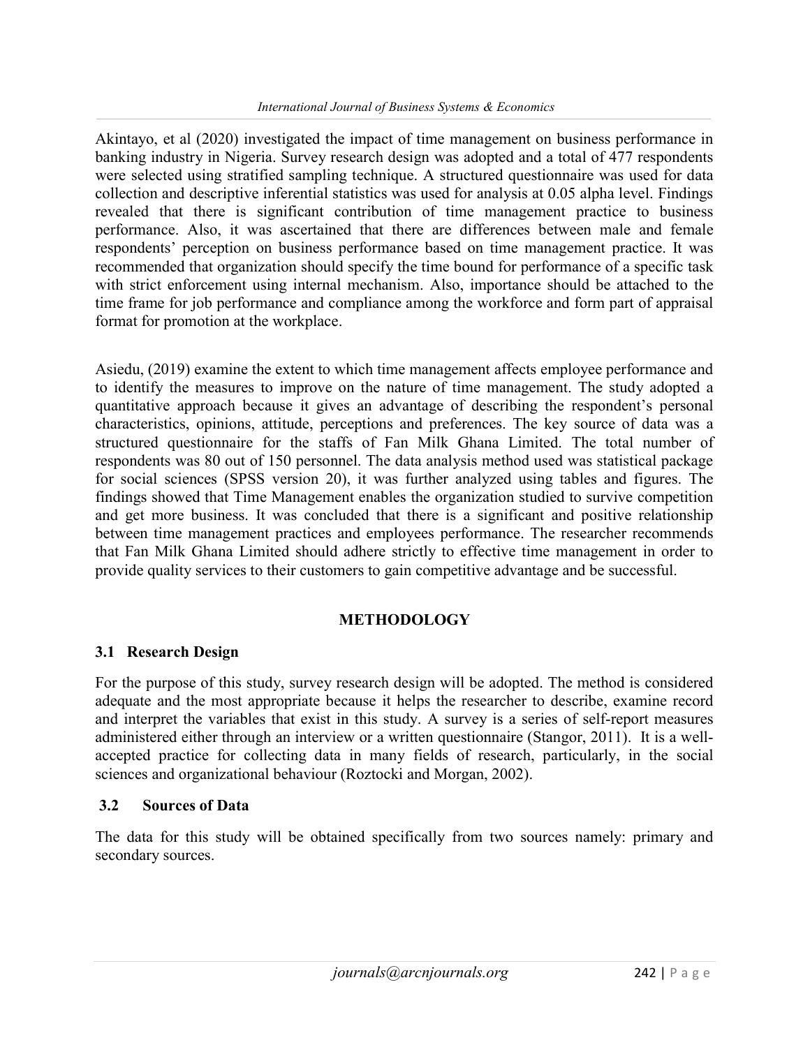Akintayo, et al (2020) investigated the impact of time management on business performance in banking industry in Nigeria. Survey research design was adopted and a total of 477 respondents were selected using stratified sampling technique. A structured questionnaire was used for data collection and descriptive inferential statistics was used for analysis at 0.05 alpha level. Findings revealed that there is significant contribution of time management practice to business performance. Also, it was ascertained that there are differences between male and female respondents' perception on business performance based on time management practice. It was recommended that organization should specify the time bound for performance of a specific task with strict enforcement using internal mechanism. Also, importance should be attached to the time frame for job performance and compliance among the workforce and form part of appraisal format for promotion at the workplace.

Asiedu, (2019) examine the extent to which time management affects employee performance and to identify the measures to improve on the nature of time management. The study adopted a quantitative approach because it gives an advantage of describing the respondent's personal characteristics, opinions, attitude, perceptions and preferences. The key source of data was a structured questionnaire for the staffs of Fan Milk Ghana Limited. The total number of respondents was 80 out of 150 personnel. The data analysis method used was statistical package for social sciences (SPSS version 20), it was further analyzed using tables and figures. The findings showed that Time Management enables the organization studied to survive competition and get more business. It was concluded that there is a significant and positive relationship between time management practices and employees performance. The researcher recommends that Fan Milk Ghana Limited should adhere strictly to effective time management in order to provide quality services to their customers to gain competitive advantage and be successful.

## METHODOLOGY

### 3.1 Research Design

For the purpose of this study, survey research design will be adopted. The method is considered adequate and the most appropriate because it helps the researcher to describe, examine record and interpret the variables that exist in this study. A survey is a series of self-report measures administered either through an interview or a written questionnaire (Stangor, 2011). It is a well-accepted practice for collecting data in many fields of research, particularly, in the social sciences and organizational behaviour (Roztocki and Morgan, 2002).

### 3.2 Sources of Data

The data for this study will be obtained specifically from two sources namely: primary and secondary sources.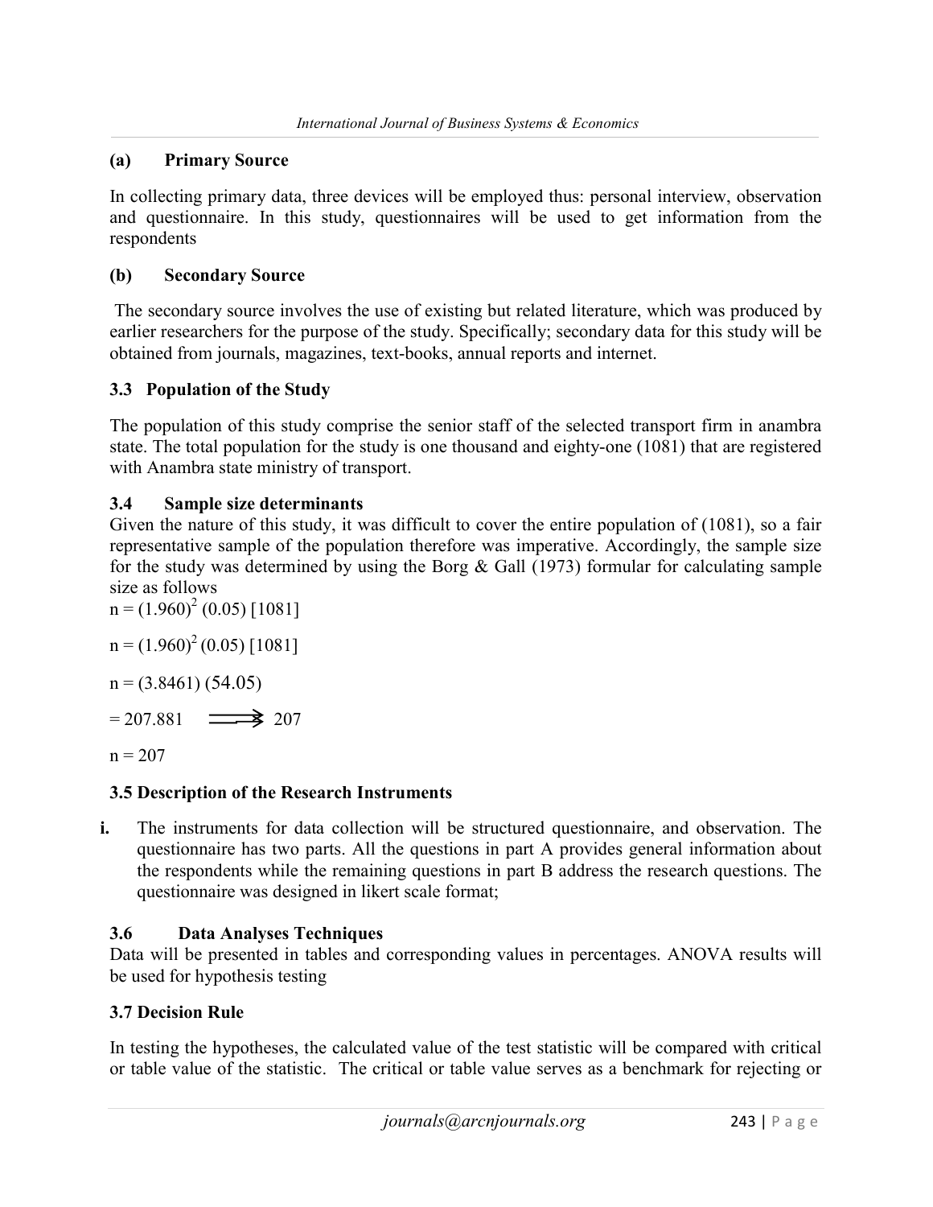**(a) Primary Source**

In collecting primary data, three devices will be employed thus: personal interview, observation and questionnaire. In this study, questionnaires will be used to get information from the respondents

**(b) Secondary Source**

The secondary source involves the use of existing but related literature, which was produced by earlier researchers for the purpose of the study. Specifically; secondary data for this study will be obtained from journals, magazines, text-books, annual reports and internet.

### 3.3 Population of the Study

The population of this study comprise the senior staff of the selected transport firm in anambra state. The total population for the study is one thousand and eighty-one (1081) that are registered with Anambra state ministry of transport.

### 3.4 Sample size determinants

Given the nature of this study, it was difficult to cover the entire population of (1081), so a fair representative sample of the population therefore was imperative. Accordingly, the sample size for the study was determined by using the Borg & Gall (1973) formular for calculating sample size as follows

$n = (1.960)^2 (0.05) [1081]$

$n = (1.960)^2 (0.05) [1081]$

$n = (3.8461) (54.05)$

$= 207.881 \Longrightarrow 207$

$n = 207$

### 3.5 Description of the Research Instruments

i. The instruments for data collection will be structured questionnaire, and observation. The questionnaire has two parts. All the questions in part A provides general information about the respondents while the remaining questions in part B address the research questions. The questionnaire was designed in likert scale format;

### 3.6 Data Analyses Techniques

Data will be presented in tables and corresponding values in percentages. ANOVA results will be used for hypothesis testing

### 3.7 Decision Rule

In testing the hypotheses, the calculated value of the test statistic will be compared with critical or table value of the statistic. The critical or table value serves as a benchmark for rejecting or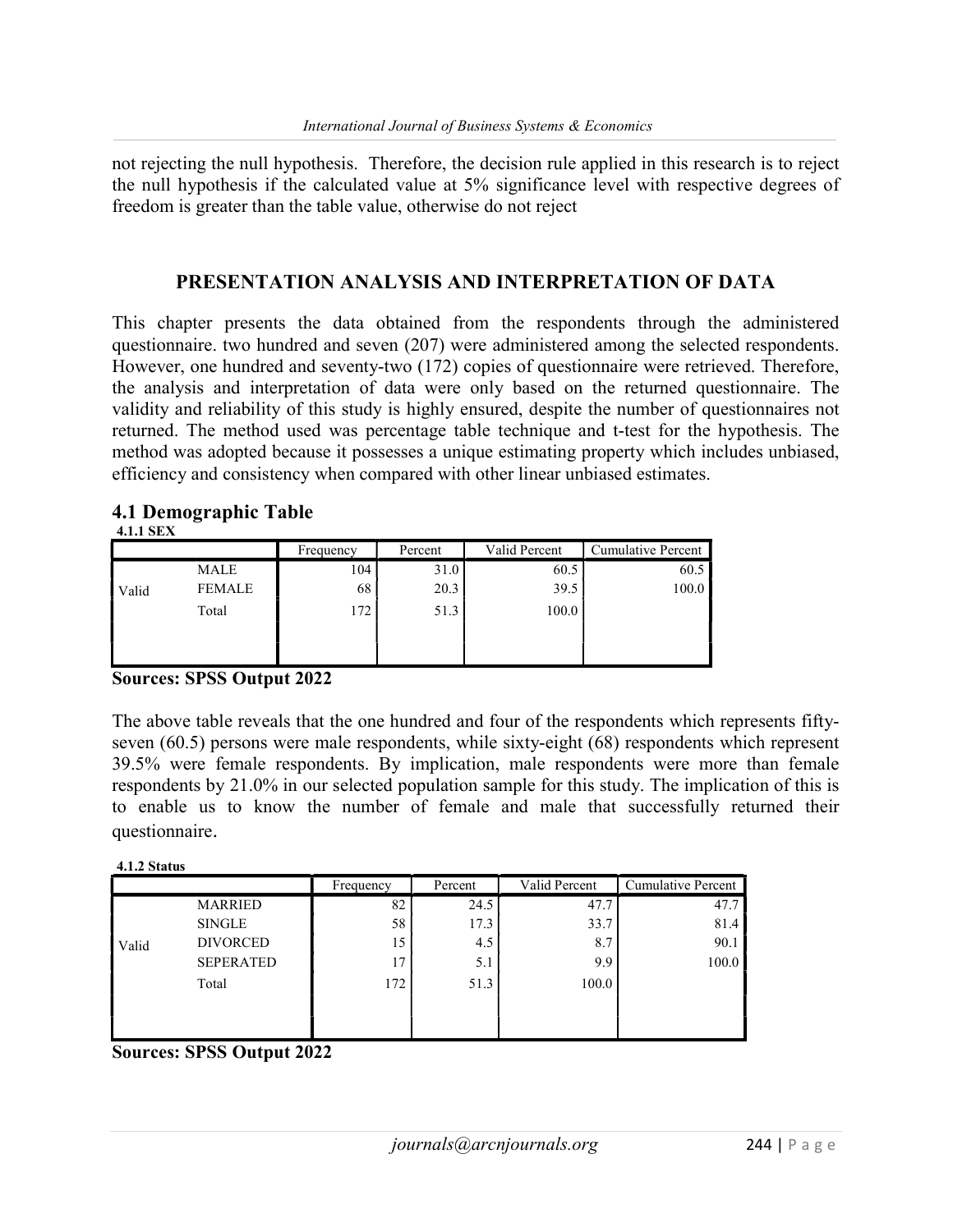not rejecting the null hypothesis. Therefore, the decision rule applied in this research is to reject the null hypothesis if the calculated value at 5% significance level with respective degrees of freedom is greater than the table value, otherwise do not reject

## PRESENTATION ANALYSIS AND INTERPRETATION OF DATA

This chapter presents the data obtained from the respondents through the administered questionnaire. two hundred and seven (207) were administered among the selected respondents. However, one hundred and seventy-two (172) copies of questionnaire were retrieved. Therefore, the analysis and interpretation of data were only based on the returned questionnaire. The validity and reliability of this study is highly ensured, despite the number of questionnaires not returned. The method used was percentage table technique and t-test for the hypothesis. The method was adopted because it possesses a unique estimating property which includes unbiased, efficiency and consistency when compared with other linear unbiased estimates.

### 4.1 Demographic Table

**4.1.1 SEX**

| | | Frequency | Percent | Valid Percent | Cumulative Percent |
|---|---|---|---|---|---|
| Valid | MALE | 104 | 31.0 | 60.5 | 60.5 |
| | FEMALE | 68 | 20.3 | 39.5 | 100.0 |
| | Total | 172 | 51.3 | 100.0 | |

**Sources: SPSS Output 2022**

The above table reveals that the one hundred and four of the respondents which represents fifty-seven (60.5) persons were male respondents, while sixty-eight (68) respondents which represent 39.5% were female respondents. By implication, male respondents were more than female respondents by 21.0% in our selected population sample for this study. The implication of this is to enable us to know the number of female and male that successfully returned their questionnaire.

**4.1.2 Status**

| | | Frequency | Percent | Valid Percent | Cumulative Percent |
|---|---|---|---|---|---|
| Valid | MARRIED | 82 | 24.5 | 47.7 | 47.7 |
| | SINGLE | 58 | 17.3 | 33.7 | 81.4 |
| | DIVORCED | 15 | 4.5 | 8.7 | 90.1 |
| | SEPERATED | 17 | 5.1 | 9.9 | 100.0 |
| | Total | 172 | 51.3 | 100.0 | |

**Sources: SPSS Output 2022**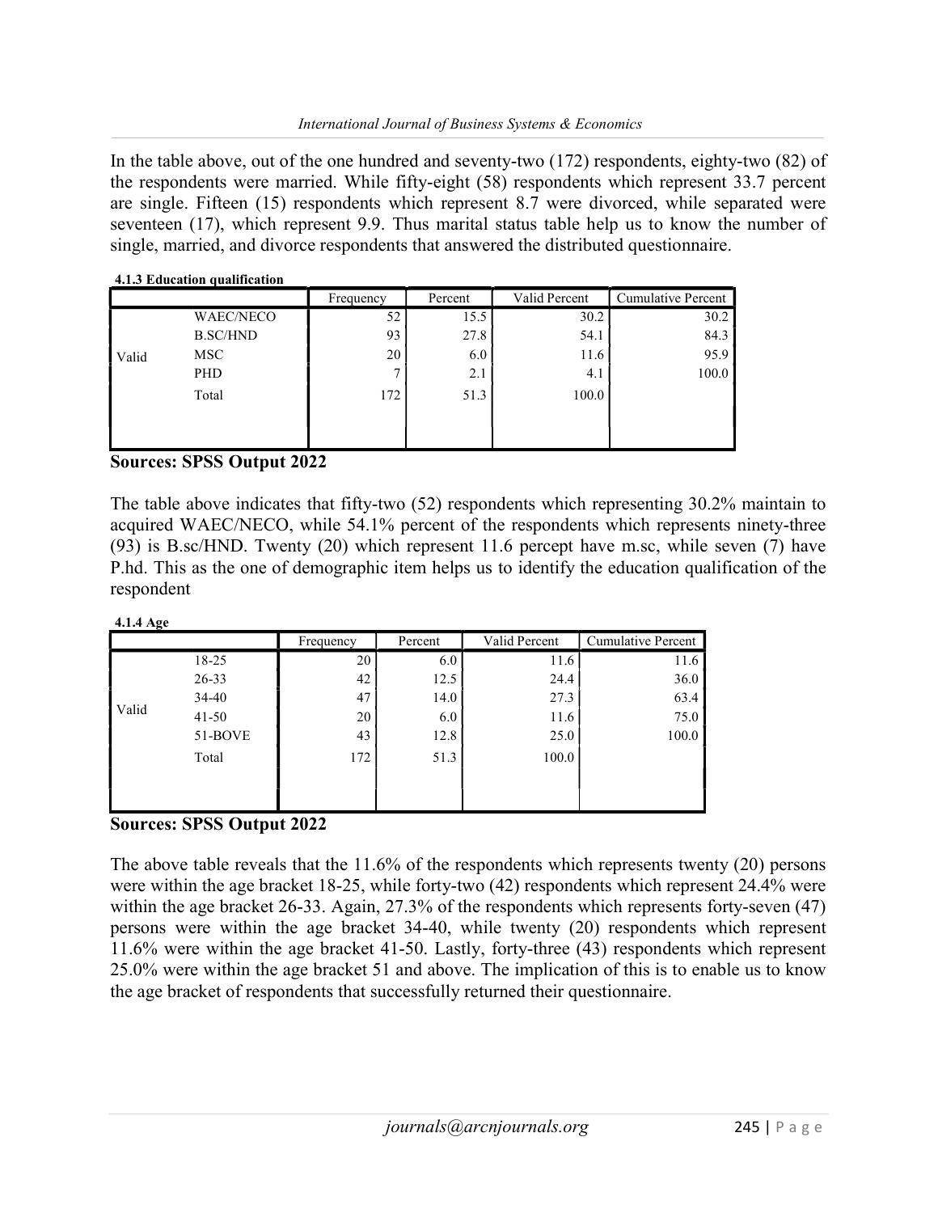In the table above, out of the one hundred and seventy-two (172) respondents, eighty-two (82) of the respondents were married. While fifty-eight (58) respondents which represent 33.7 percent are single. Fifteen (15) respondents which represent 8.7 were divorced, while separated were seventeen (17), which represent 9.9. Thus marital status table help us to know the number of single, married, and divorce respondents that answered the distributed questionnaire.

**4.1.3 Education qualification**

| | | Frequency | Percent | Valid Percent | Cumulative Percent |
|---|---|---|---|---|---|
| Valid | WAEC/NECO | 52 | 15.5 | 30.2 | 30.2 |
| | B.SC/HND | 93 | 27.8 | 54.1 | 84.3 |
| | MSC | 20 | 6.0 | 11.6 | 95.9 |
| | PHD | 7 | 2.1 | 4.1 | 100.0 |
| | Total | 172 | 51.3 | 100.0 | |

**Sources: SPSS Output 2022**

The table above indicates that fifty-two (52) respondents which representing 30.2% maintain to acquired WAEC/NECO, while 54.1% percent of the respondents which represents ninety-three (93) is B.sc/HND. Twenty (20) which represent 11.6 percept have m.sc, while seven (7) have P.hd. This as the one of demographic item helps us to identify the education qualification of the respondent

**4.1.4 Age**

| | | Frequency | Percent | Valid Percent | Cumulative Percent |
|---|---|---|---|---|---|
| Valid | 18-25 | 20 | 6.0 | 11.6 | 11.6 |
| | 26-33 | 42 | 12.5 | 24.4 | 36.0 |
| | 34-40 | 47 | 14.0 | 27.3 | 63.4 |
| | 41-50 | 20 | 6.0 | 11.6 | 75.0 |
| | 51-BOVE | 43 | 12.8 | 25.0 | 100.0 |
| | Total | 172 | 51.3 | 100.0 | |

**Sources: SPSS Output 2022**

The above table reveals that the 11.6% of the respondents which represents twenty (20) persons were within the age bracket 18-25, while forty-two (42) respondents which represent 24.4% were within the age bracket 26-33. Again, 27.3% of the respondents which represents forty-seven (47) persons were within the age bracket 34-40, while twenty (20) respondents which represent 11.6% were within the age bracket 41-50. Lastly, forty-three (43) respondents which represent 25.0% were within the age bracket 51 and above. The implication of this is to enable us to know the age bracket of respondents that successfully returned their questionnaire.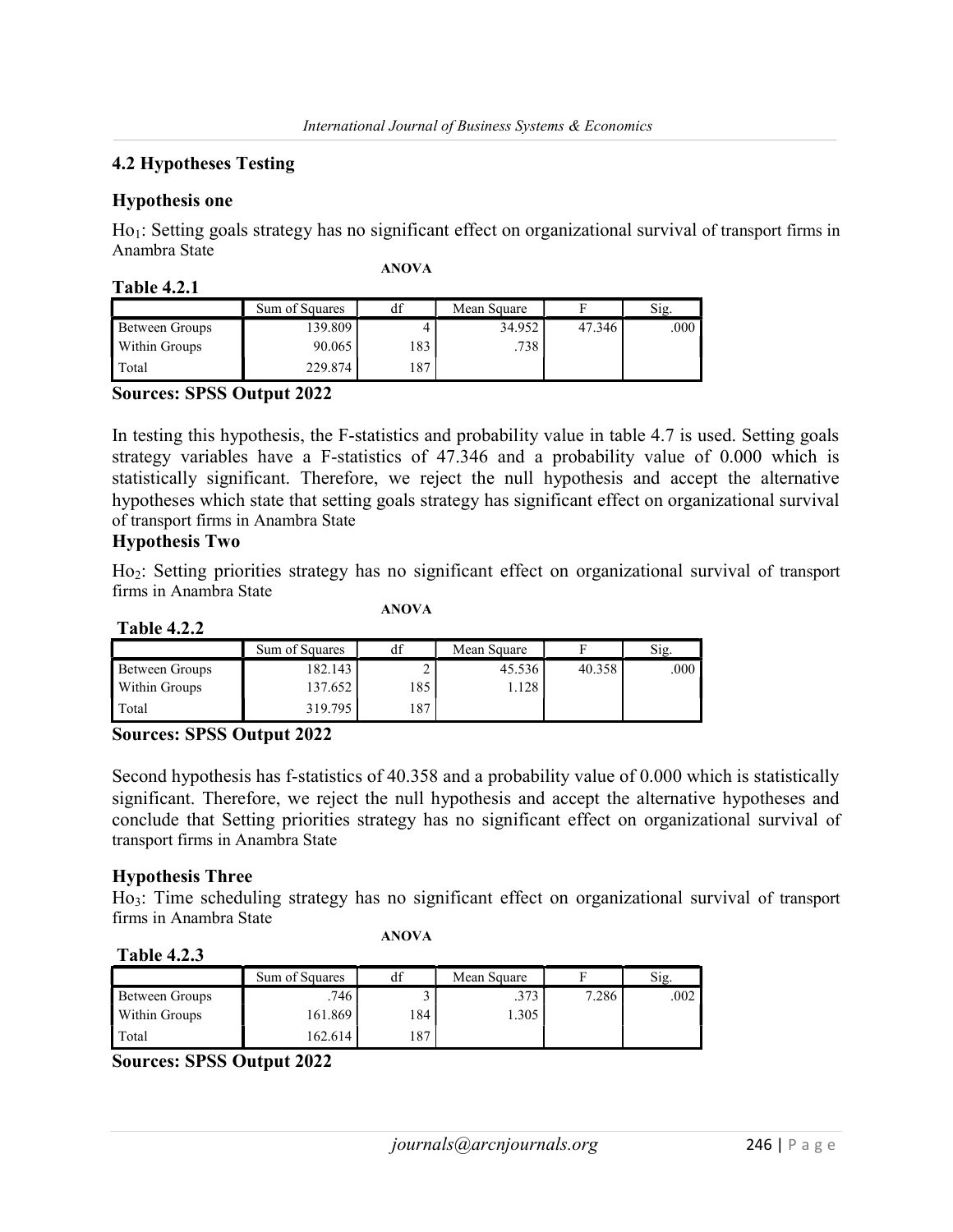## 4.2 Hypotheses Testing

### Hypothesis one

$Ho_1$: Setting goals strategy has no significant effect on organizational survival of transport firms in Anambra State

**ANOVA**

**Table 4.2.1**

| | Sum of Squares | df | Mean Square | F | Sig. |
|---|---|---|---|---|---|
| Between Groups | 139.809 | 4 | 34.952 | 47.346 | .000 |
| Within Groups | 90.065 | 183 | .738 | | |
| Total | 229.874 | 187 | | | |

**Sources: SPSS Output 2022**

In testing this hypothesis, the F-statistics and probability value in table 4.7 is used. Setting goals strategy variables have a F-statistics of 47.346 and a probability value of 0.000 which is statistically significant. Therefore, we reject the null hypothesis and accept the alternative hypotheses which state that setting goals strategy has significant effect on organizational survival of transport firms in Anambra State

### Hypothesis Two

$Ho_2$: Setting priorities strategy has no significant effect on organizational survival of transport firms in Anambra State

**ANOVA**

**Table 4.2.2**

| | Sum of Squares | df | Mean Square | F | Sig. |
|---|---|---|---|---|---|
| Between Groups | 182.143 | 2 | 45.536 | 40.358 | .000 |
| Within Groups | 137.652 | 185 | 1.128 | | |
| Total | 319.795 | 187 | | | |

**Sources: SPSS Output 2022**

Second hypothesis has f-statistics of 40.358 and a probability value of 0.000 which is statistically significant. Therefore, we reject the null hypothesis and accept the alternative hypotheses and conclude that Setting priorities strategy has no significant effect on organizational survival of transport firms in Anambra State

### Hypothesis Three

$Ho_3$: Time scheduling strategy has no significant effect on organizational survival of transport firms in Anambra State

**ANOVA**

**Table 4.2.3**

| | Sum of Squares | df | Mean Square | F | Sig. |
|---|---|---|---|---|---|
| Between Groups | .746 | 3 | .373 | 7.286 | .002 |
| Within Groups | 161.869 | 184 | 1.305 | | |
| Total | 162.614 | 187 | | | |

**Sources: SPSS Output 2022**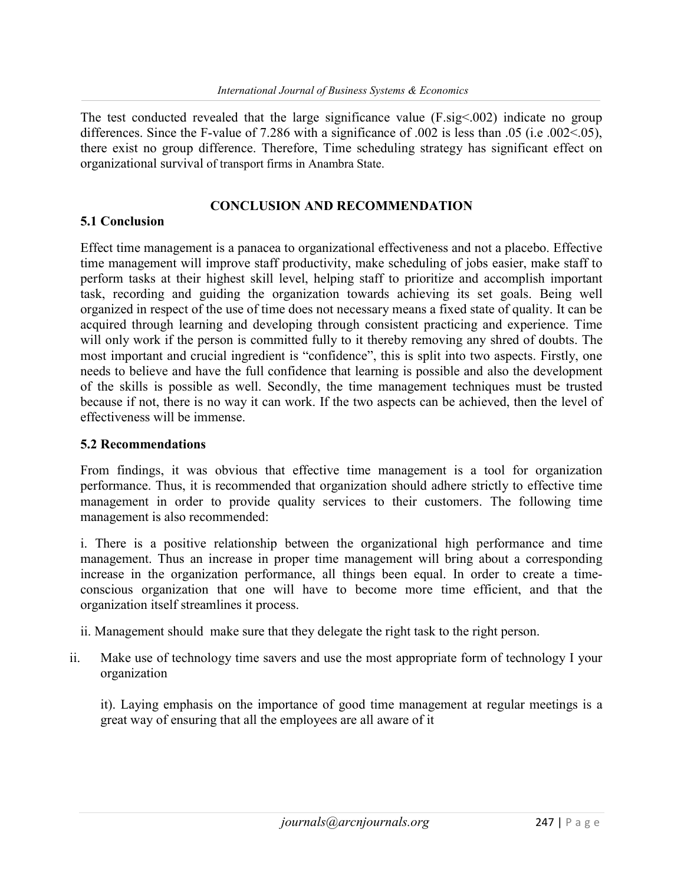The test conducted revealed that the large significance value (F.sig<.002) indicate no group differences. Since the F-value of 7.286 with a significance of .002 is less than .05 (i.e .002<.05), there exist no group difference. Therefore, Time scheduling strategy has significant effect on organizational survival of transport firms in Anambra State.

## CONCLUSION AND RECOMMENDATION

### 5.1 Conclusion

Effect time management is a panacea to organizational effectiveness and not a placebo. Effective time management will improve staff productivity, make scheduling of jobs easier, make staff to perform tasks at their highest skill level, helping staff to prioritize and accomplish important task, recording and guiding the organization towards achieving its set goals. Being well organized in respect of the use of time does not necessary means a fixed state of quality. It can be acquired through learning and developing through consistent practicing and experience. Time will only work if the person is committed fully to it thereby removing any shred of doubts. The most important and crucial ingredient is "confidence", this is split into two aspects. Firstly, one needs to believe and have the full confidence that learning is possible and also the development of the skills is possible as well. Secondly, the time management techniques must be trusted because if not, there is no way it can work. If the two aspects can be achieved, then the level of effectiveness will be immense.

### 5.2 Recommendations

From findings, it was obvious that effective time management is a tool for organization performance. Thus, it is recommended that organization should adhere strictly to effective time management in order to provide quality services to their customers. The following time management is also recommended:

i. There is a positive relationship between the organizational high performance and time management. Thus an increase in proper time management will bring about a corresponding increase in the organization performance, all things been equal. In order to create a time-conscious organization that one will have to become more time efficient, and that the organization itself streamlines it process.

ii. Management should make sure that they delegate the right task to the right person.

ii. Make use of technology time savers and use the most appropriate form of technology I your organization

it). Laying emphasis on the importance of good time management at regular meetings is a great way of ensuring that all the employees are all aware of it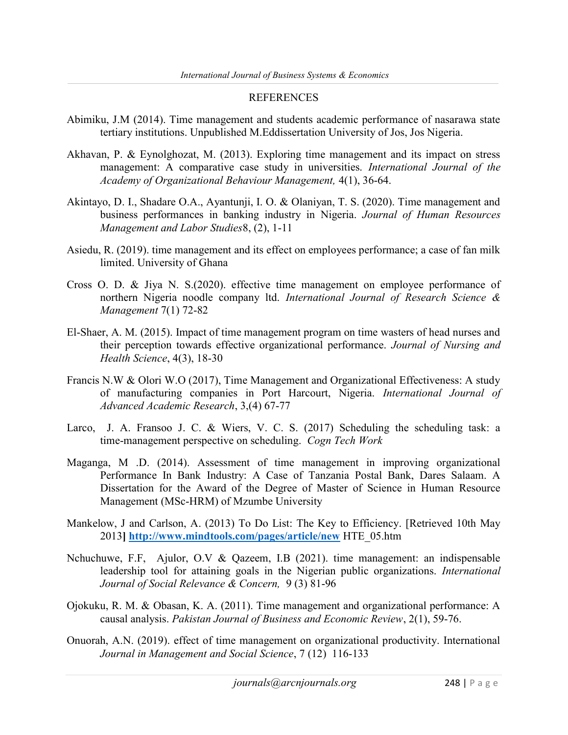## REFERENCES

Abimiku, J.M (2014). Time management and students academic performance of nasarawa state tertiary institutions. Unpublished M.Eddissertation University of Jos, Jos Nigeria.

Akhavan, P. & Eynolghozat, M. (2013). Exploring time management and its impact on stress management: A comparative case study in universities. *International Journal of the Academy of Organizational Behaviour Management,* 4(1), 36-64.

Akintayo, D. I., Shadare O.A., Ayantunji, I. O. & Olaniyan, T. S. (2020). Time management and business performances in banking industry in Nigeria. *Journal of Human Resources Management and Labor Studies*8, (2), 1-11

Asiedu, R. (2019). time management and its effect on employees performance; a case of fan milk limited. University of Ghana

Cross O. D. & Jiya N. S.(2020). effective time management on employee performance of northern Nigeria noodle company ltd. *International Journal of Research Science & Management* 7(1) 72-82

El-Shaer, A. M. (2015). Impact of time management program on time wasters of head nurses and their perception towards effective organizational performance. *Journal of Nursing and Health Science*, 4(3), 18-30

Francis N.W & Olori W.O (2017), Time Management and Organizational Effectiveness: A study of manufacturing companies in Port Harcourt, Nigeria. *International Journal of Advanced Academic Research*, 3,(4) 67-77

Larco, J. A. Fransoo J. C. & Wiers, V. C. S. (2017) Scheduling the scheduling task: a time-management perspective on scheduling. *Cogn Tech Work*

Maganga, M .D. (2014). Assessment of time management in improving organizational Performance In Bank Industry: A Case of Tanzania Postal Bank, Dares Salaam. A Dissertation for the Award of the Degree of Master of Science in Human Resource Management (MSc-HRM) of Mzumbe University

Mankelow, J and Carlson, A. (2013) To Do List: The Key to Efficiency. [Retrieved 10th May 2013**]** **http://www.mindtools.com/pages/article/new** HTE_05.htm

Nchuchuwe, F.F, Ajulor, O.V & Qazeem, I.B (2021). time management: an indispensable leadership tool for attaining goals in the Nigerian public organizations. *International Journal of Social Relevance & Concern,* 9 (3) 81-96

Ojokuku, R. M. & Obasan, K. A. (2011). Time management and organizational performance: A causal analysis. *Pakistan Journal of Business and Economic Review*, 2(1), 59-76.

Onuorah, A.N. (2019). effect of time management on organizational productivity. International *Journal in Management and Social Science*, 7 (12) 116-133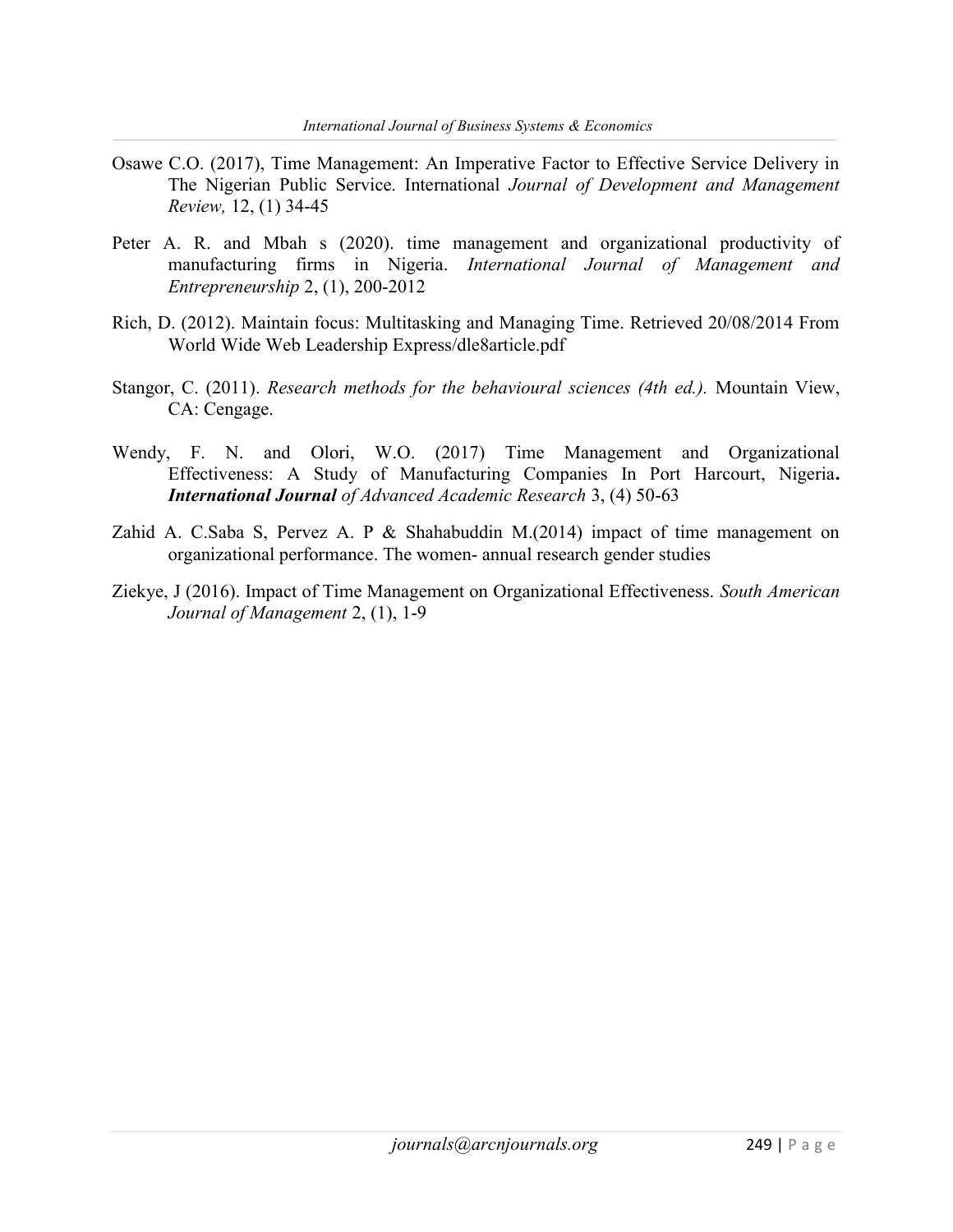Osawe C.O. (2017), Time Management: An Imperative Factor to Effective Service Delivery in The Nigerian Public Service. International *Journal of Development and Management Review,* 12, (1) 34-45

Peter A. R. and Mbah s (2020). time management and organizational productivity of manufacturing firms in Nigeria. *International Journal of Management and Entrepreneurship* 2, (1), 200-2012

Rich, D. (2012). Maintain focus: Multitasking and Managing Time. Retrieved 20/08/2014 From World Wide Web Leadership Express/dle8article.pdf

Stangor, C. (2011). *Research methods for the behavioural sciences (4th ed.).* Mountain View, CA: Cengage.

Wendy, F. N. and Olori, W.O. (2017) Time Management and Organizational Effectiveness: A Study of Manufacturing Companies In Port Harcourt, Nigeria**.** ***International Journal*** *of Advanced Academic Research* 3, (4) 50-63

Zahid A. C.Saba S, Pervez A. P & Shahabuddin M.(2014) impact of time management on organizational performance. The women- annual research gender studies

Ziekye, J (2016). Impact of Time Management on Organizational Effectiveness. *South American Journal of Management* 2, (1), 1-9